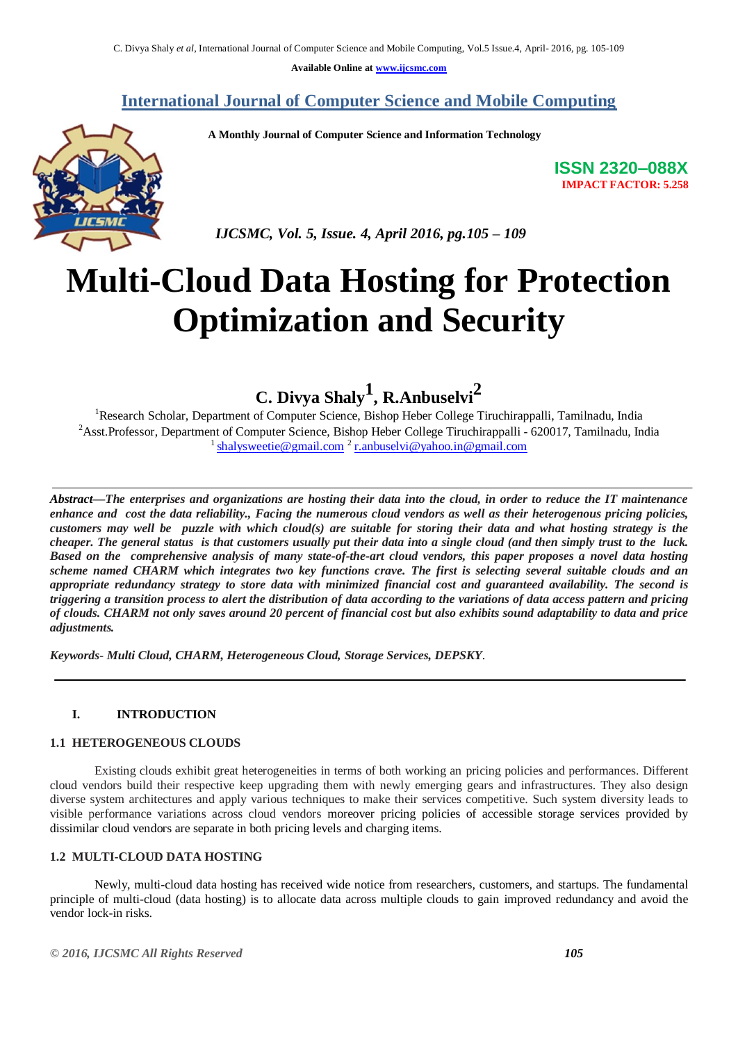Available Online at www.ijcsmc.com

# International Journal of Computer Science and Mobile Computing

**A Monthly Journal of Computer Science and Information Technology**

**ISSN 2320–088X**
**IMPACT FACTOR: 5.258**

*IJCSMC, Vol. 5, Issue. 4, April 2016, pg.105 – 109*

# Multi-Cloud Data Hosting for Protection Optimization and Security

**C. Divya Shaly[1], R.Anbuselvi[2]**

[1]Research Scholar, Department of Computer Science, Bishop Heber College Tiruchirappalli, Tamilnadu, India
[2]Asst.Professor, Department of Computer Science, Bishop Heber College Tiruchirappalli - 620017, Tamilnadu, India
[1] shalysweetie@gmail.com [2] r.anbuselvi@yahoo.in@gmail.com

***Abstract*—*The enterprises and organizations are hosting their data into the cloud, in order to reduce the IT maintenance enhance and cost the data reliability., Facing the numerous cloud vendors as well as their heterogenous pricing policies, customers may well be puzzle with which cloud(s) are suitable for storing their data and what hosting strategy is the cheaper. The general status is that customers usually put their data into a single cloud (and then simply trust to the luck. Based on the comprehensive analysis of many state-of-the-art cloud vendors, this paper proposes a novel data hosting scheme named CHARM which integrates two key functions crave. The first is selecting several suitable clouds and an appropriate redundancy strategy to store data with minimized financial cost and guaranteed availability. The second is triggering a transition process to alert the distribution of data according to the variations of data access pattern and pricing of clouds. CHARM not only saves around 20 percent of financial cost but also exhibits sound adaptability to data and price adjustments.***

*Keywords- Multi Cloud, CHARM, Heterogeneous Cloud, Storage Services, DEPSKY*.

## I. INTRODUCTION

### 1.1 HETEROGENEOUS CLOUDS

Existing clouds exhibit great heterogeneities in terms of both working an pricing policies and performances. Different cloud vendors build their respective keep upgrading them with newly emerging gears and infrastructures. They also design diverse system architectures and apply various techniques to make their services competitive. Such system diversity leads to visible performance variations across cloud vendors moreover pricing policies of accessible storage services provided by dissimilar cloud vendors are separate in both pricing levels and charging items.

### 1.2 MULTI-CLOUD DATA HOSTING

Newly, multi-cloud data hosting has received wide notice from researchers, customers, and startups. The fundamental principle of multi-cloud (data hosting) is to allocate data across multiple clouds to gain improved redundancy and avoid the vendor lock-in risks.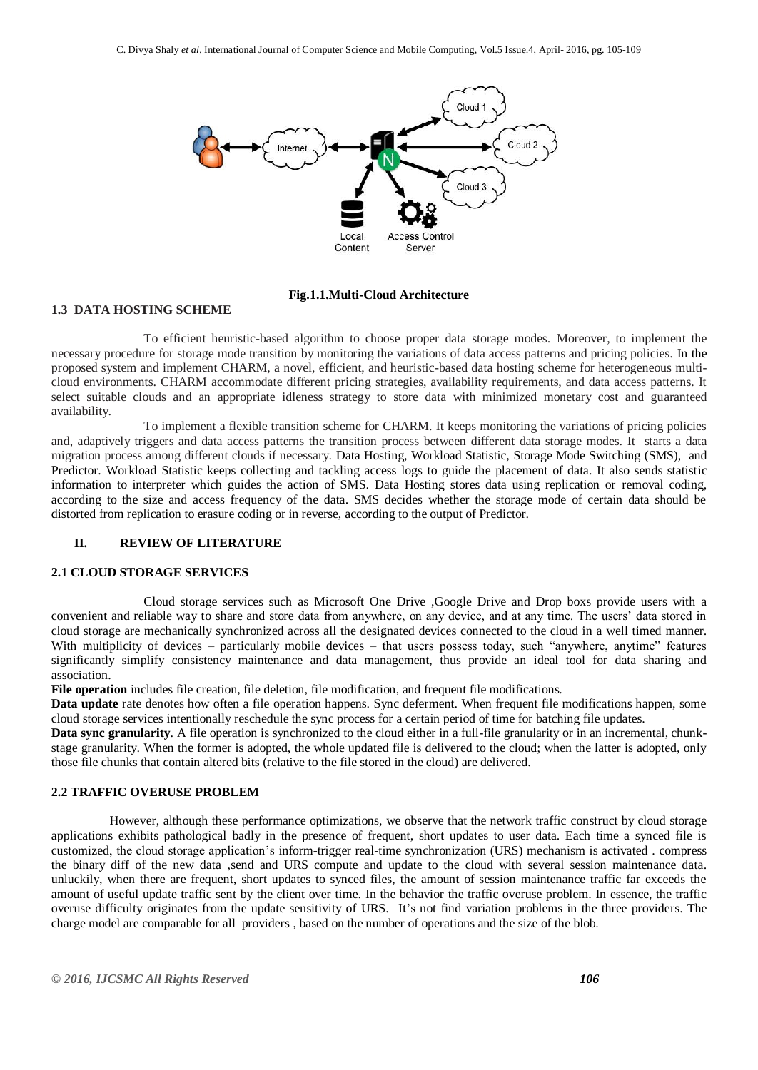**Fig.1.1.Multi-Cloud Architecture**

### 1.3 DATA HOSTING SCHEME

To efficient heuristic-based algorithm to choose proper data storage modes. Moreover, to implement the necessary procedure for storage mode transition by monitoring the variations of data access patterns and pricing policies. In the proposed system and implement CHARM, a novel, efficient, and heuristic-based data hosting scheme for heterogeneous multi-cloud environments. CHARM accommodate different pricing strategies, availability requirements, and data access patterns. It select suitable clouds and an appropriate idleness strategy to store data with minimized monetary cost and guaranteed availability.

To implement a flexible transition scheme for CHARM. It keeps monitoring the variations of pricing policies and, adaptively triggers and data access patterns the transition process between different data storage modes. It starts a data migration process among different clouds if necessary. Data Hosting, Workload Statistic, Storage Mode Switching (SMS), and Predictor. Workload Statistic keeps collecting and tackling access logs to guide the placement of data. It also sends statistic information to interpreter which guides the action of SMS. Data Hosting stores data using replication or removal coding, according to the size and access frequency of the data. SMS decides whether the storage mode of certain data should be distorted from replication to erasure coding or in reverse, according to the output of Predictor.

## II. REVIEW OF LITERATURE

### 2.1 CLOUD STORAGE SERVICES

Cloud storage services such as Microsoft One Drive ,Google Drive and Drop boxs provide users with a convenient and reliable way to share and store data from anywhere, on any device, and at any time. The users' data stored in cloud storage are mechanically synchronized across all the designated devices connected to the cloud in a well timed manner. With multiplicity of devices – particularly mobile devices – that users possess today, such "anywhere, anytime" features significantly simplify consistency maintenance and data management, thus provide an ideal tool for data sharing and association.

**File operation** includes file creation, file deletion, file modification, and frequent file modifications.

**Data update** rate denotes how often a file operation happens. Sync deferment. When frequent file modifications happen, some cloud storage services intentionally reschedule the sync process for a certain period of time for batching file updates.

**Data sync granularity**. A file operation is synchronized to the cloud either in a full-file granularity or in an incremental, chunk-stage granularity. When the former is adopted, the whole updated file is delivered to the cloud; when the latter is adopted, only those file chunks that contain altered bits (relative to the file stored in the cloud) are delivered.

### 2.2 TRAFFIC OVERUSE PROBLEM

However, although these performance optimizations, we observe that the network traffic construct by cloud storage applications exhibits pathological badly in the presence of frequent, short updates to user data. Each time a synced file is customized, the cloud storage application's inform-trigger real-time synchronization (URS) mechanism is activated . compress the binary diff of the new data ,send and URS compute and update to the cloud with several session maintenance data. unluckily, when there are frequent, short updates to synced files, the amount of session maintenance traffic far exceeds the amount of useful update traffic sent by the client over time. In the behavior the traffic overuse problem. In essence, the traffic overuse difficulty originates from the update sensitivity of URS. It's not find variation problems in the three providers. The charge model are comparable for all providers , based on the number of operations and the size of the blob.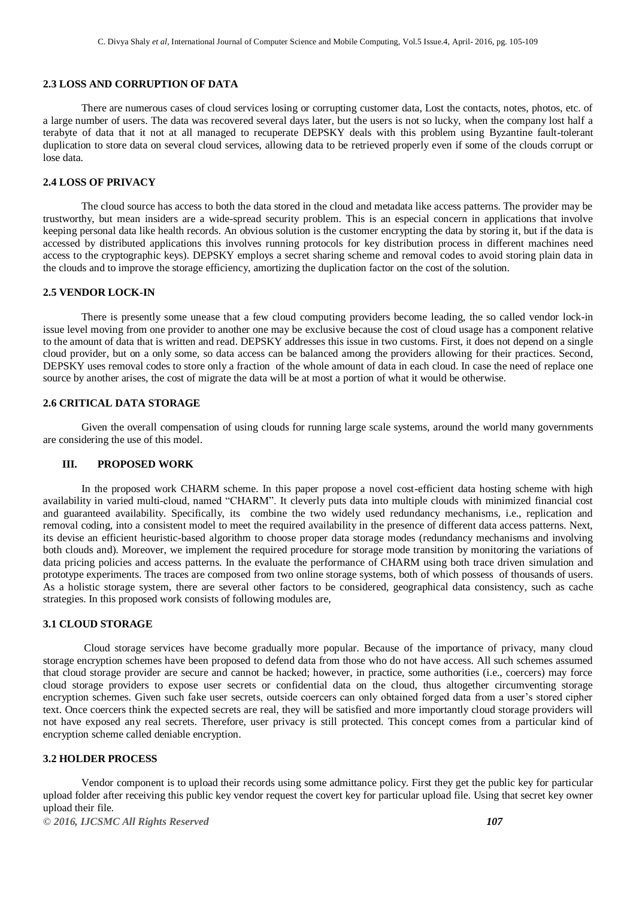### 2.3 LOSS AND CORRUPTION OF DATA

There are numerous cases of cloud services losing or corrupting customer data, Lost the contacts, notes, photos, etc. of a large number of users. The data was recovered several days later, but the users is not so lucky, when the company lost half a terabyte of data that it not at all managed to recuperate DEPSKY deals with this problem using Byzantine fault-tolerant duplication to store data on several cloud services, allowing data to be retrieved properly even if some of the clouds corrupt or lose data.

### 2.4 LOSS OF PRIVACY

The cloud source has access to both the data stored in the cloud and metadata like access patterns. The provider may be trustworthy, but mean insiders are a wide-spread security problem. This is an especial concern in applications that involve keeping personal data like health records. An obvious solution is the customer encrypting the data by storing it, but if the data is accessed by distributed applications this involves running protocols for key distribution process in different machines need access to the cryptographic keys). DEPSKY employs a secret sharing scheme and removal codes to avoid storing plain data in the clouds and to improve the storage efficiency, amortizing the duplication factor on the cost of the solution.

### 2.5 VENDOR LOCK-IN

There is presently some unease that a few cloud computing providers become leading, the so called vendor lock-in issue level moving from one provider to another one may be exclusive because the cost of cloud usage has a component relative to the amount of data that is written and read. DEPSKY addresses this issue in two customs. First, it does not depend on a single cloud provider, but on a only some, so data access can be balanced among the providers allowing for their practices. Second, DEPSKY uses removal codes to store only a fraction of the whole amount of data in each cloud. In case the need of replace one source by another arises, the cost of migrate the data will be at most a portion of what it would be otherwise.

### 2.6 CRITICAL DATA STORAGE

Given the overall compensation of using clouds for running large scale systems, around the world many governments are considering the use of this model.

## III. PROPOSED WORK

In the proposed work CHARM scheme. In this paper propose a novel cost-efficient data hosting scheme with high availability in varied multi-cloud, named "CHARM". It cleverly puts data into multiple clouds with minimized financial cost and guaranteed availability. Specifically, its combine the two widely used redundancy mechanisms, i.e., replication and removal coding, into a consistent model to meet the required availability in the presence of different data access patterns. Next, its devise an efficient heuristic-based algorithm to choose proper data storage modes (redundancy mechanisms and involving both clouds and). Moreover, we implement the required procedure for storage mode transition by monitoring the variations of data pricing policies and access patterns. In the evaluate the performance of CHARM using both trace driven simulation and prototype experiments. The traces are composed from two online storage systems, both of which possess of thousands of users. As a holistic storage system, there are several other factors to be considered, geographical data consistency, such as cache strategies. In this proposed work consists of following modules are,

### 3.1 CLOUD STORAGE

Cloud storage services have become gradually more popular. Because of the importance of privacy, many cloud storage encryption schemes have been proposed to defend data from those who do not have access. All such schemes assumed that cloud storage provider are secure and cannot be hacked; however, in practice, some authorities (i.e., coercers) may force cloud storage providers to expose user secrets or confidential data on the cloud, thus altogether circumventing storage encryption schemes. Given such fake user secrets, outside coercers can only obtained forged data from a user's stored cipher text. Once coercers think the expected secrets are real, they will be satisfied and more importantly cloud storage providers will not have exposed any real secrets. Therefore, user privacy is still protected. This concept comes from a particular kind of encryption scheme called deniable encryption.

### 3.2 HOLDER PROCESS

Vendor component is to upload their records using some admittance policy. First they get the public key for particular upload folder after receiving this public key vendor request the covert key for particular upload file. Using that secret key owner upload their file.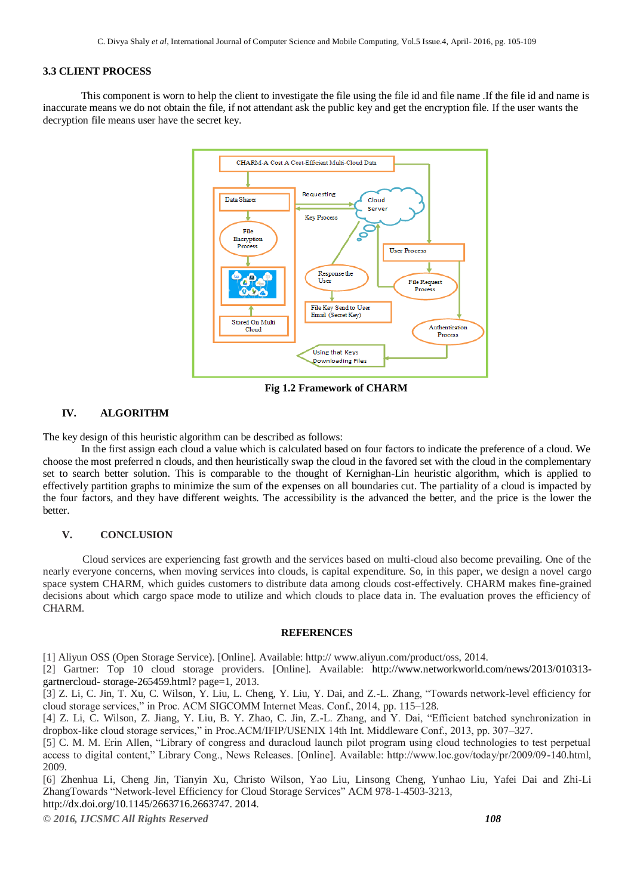### 3.3 CLIENT PROCESS

This component is worn to help the client to investigate the file using the file id and file name .If the file id and name is inaccurate means we do not obtain the file, if not attendant ask the public key and get the encryption file. If the user wants the decryption file means user have the secret key.

**Fig 1.2 Framework of CHARM**

## IV. ALGORITHM

The key design of this heuristic algorithm can be described as follows:

In the first assign each cloud a value which is calculated based on four factors to indicate the preference of a cloud. We choose the most preferred n clouds, and then heuristically swap the cloud in the favored set with the cloud in the complementary set to search better solution. This is comparable to the thought of Kernighan-Lin heuristic algorithm, which is applied to effectively partition graphs to minimize the sum of the expenses on all boundaries cut. The partiality of a cloud is impacted by the four factors, and they have different weights. The accessibility is the advanced the better, and the price is the lower the better.

## V. CONCLUSION

Cloud services are experiencing fast growth and the services based on multi-cloud also become prevailing. One of the nearly everyone concerns, when moving services into clouds, is capital expenditure. So, in this paper, we design a novel cargo space system CHARM, which guides customers to distribute data among clouds cost-effectively. CHARM makes fine-grained decisions about which cargo space mode to utilize and which clouds to place data in. The evaluation proves the efficiency of CHARM.

## REFERENCES

[1] Aliyun OSS (Open Storage Service). [Online]. Available: http:// www.aliyun.com/product/oss, 2014.

[2] Gartner: Top 10 cloud storage providers. [Online]. Available: http://www.networkworld.com/news/2013/010313-gartnercloud- storage-265459.html? page=1, 2013.

[3] Z. Li, C. Jin, T. Xu, C. Wilson, Y. Liu, L. Cheng, Y. Liu, Y. Dai, and Z.-L. Zhang, "Towards network-level efficiency for cloud storage services," in Proc. ACM SIGCOMM Internet Meas. Conf., 2014, pp. 115–128.

[4] Z. Li, C. Wilson, Z. Jiang, Y. Liu, B. Y. Zhao, C. Jin, Z.-L. Zhang, and Y. Dai, "Efficient batched synchronization in dropbox-like cloud storage services," in Proc.ACM/IFIP/USENIX 14th Int. Middleware Conf., 2013, pp. 307–327.

[5] C. M. M. Erin Allen, "Library of congress and duracloud launch pilot program using cloud technologies to test perpetual access to digital content," Library Cong., News Releases. [Online]. Available: http://www.loc.gov/today/pr/2009/09-140.html, 2009.

[6] Zhenhua Li, Cheng Jin, Tianyin Xu, Christo Wilson, Yao Liu, Linsong Cheng, Yunhao Liu, Yafei Dai and Zhi-Li ZhangTowards "Network-level Efficiency for Cloud Storage Services" ACM 978-1-4503-3213, http://dx.doi.org/10.1145/2663716.2663747. 2014.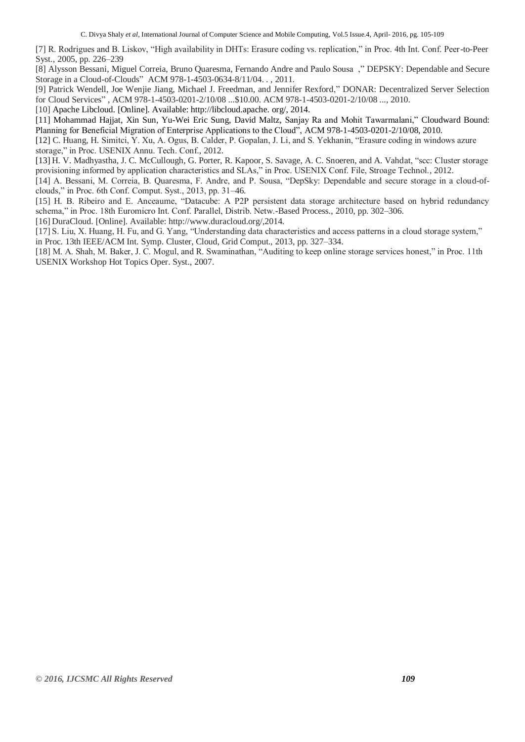[7] R. Rodrigues and B. Liskov, "High availability in DHTs: Erasure coding vs. replication," in Proc. 4th Int. Conf. Peer-to-Peer Syst., 2005, pp. 226–239

[8] Alysson Bessani, Miguel Correia, Bruno Quaresma, Fernando Andre and Paulo Sousa ," DEPSKY: Dependable and Secure Storage in a Cloud-of-Clouds" ACM 978-1-4503-0634-8/11/04. . , 2011.

[9] Patrick Wendell, Joe Wenjie Jiang, Michael J. Freedman, and Jennifer Rexford," DONAR: Decentralized Server Selection for Cloud Services" , ACM 978-1-4503-0201-2/10/08 ...$10.00. ACM 978-1-4503-0201-2/10/08 ..., 2010.

[10] Apache Libcloud. [Online]. Available: http://libcloud.apache. org/, 2014.

[11] Mohammad Hajjat, Xin Sun, Yu-Wei Eric Sung, David Maltz, Sanjay Ra and Mohit Tawarmalani," Cloudward Bound: Planning for Beneficial Migration of Enterprise Applications to the Cloud", ACM 978-1-4503-0201-2/10/08, 2010.

[12] C. Huang, H. Simitci, Y. Xu, A. Ogus, B. Calder, P. Gopalan, J. Li, and S. Yekhanin, "Erasure coding in windows azure storage," in Proc. USENIX Annu. Tech. Conf., 2012.

[13] H. V. Madhyastha, J. C. McCullough, G. Porter, R. Kapoor, S. Savage, A. C. Snoeren, and A. Vahdat, "scc: Cluster storage provisioning informed by application characteristics and SLAs," in Proc. USENIX Conf. File, Stroage Technol., 2012.

[14] A. Bessani, M. Correia, B. Quaresma, F. Andre, and P. Sousa, "DepSky: Dependable and secure storage in a cloud-of-clouds," in Proc. 6th Conf. Comput. Syst., 2013, pp. 31–46.

[15] H. B. Ribeiro and E. Anceaume, "Datacube: A P2P persistent data storage architecture based on hybrid redundancy schema," in Proc. 18th Euromicro Int. Conf. Parallel, Distrib. Netw.-Based Process., 2010, pp. 302–306.

[16] DuraCloud. [Online]. Available: http://www.duracloud.org/,2014.

[17] S. Liu, X. Huang, H. Fu, and G. Yang, "Understanding data characteristics and access patterns in a cloud storage system," in Proc. 13th IEEE/ACM Int. Symp. Cluster, Cloud, Grid Comput., 2013, pp. 327–334.

[18] M. A. Shah, M. Baker, J. C. Mogul, and R. Swaminathan, "Auditing to keep online storage services honest," in Proc. 11th USENIX Workshop Hot Topics Oper. Syst., 2007.